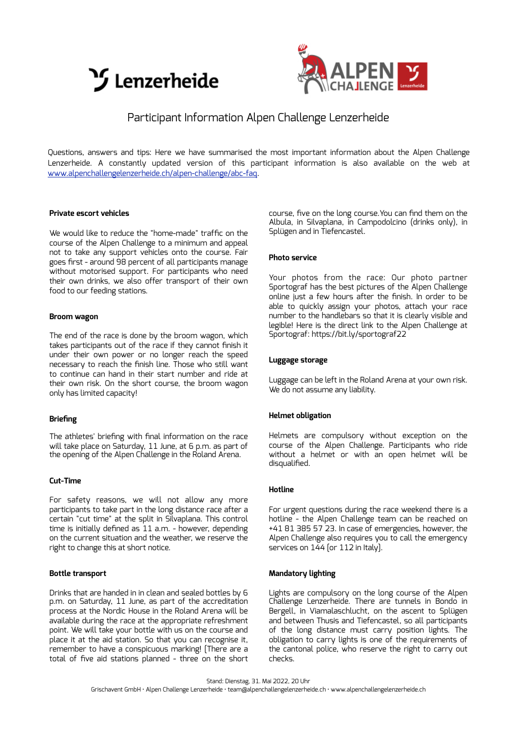# Participant Information Alpen Challenge Lenzerheide

Questions, answers and tips: Here we have summarised the most important information about the Alpen Challenge Lenzerheide. A constantly updated version of this participant information is also available on the web at [www.alpenchallengelenzerheide.ch/alpen-challenge/abc-faq](www.alpenchallengelenzerheide.ch/alpen-challenge/abc-faq).

**Private escort vehicles**

We would like to reduce the "home-made" traffic on the course of the Alpen Challenge to a minimum and appeal not to take any support vehicles onto the course. Fair goes first - around 98 percent of all participants manage without motorised support. For participants who need their own drinks, we also offer transport of their own food to our feeding stations.

**Broom wagon**

The end of the race is done by the broom wagon, which takes participants out of the race if they cannot finish it under their own power or no longer reach the speed necessary to reach the finish line. Those who still want to continue can hand in their start number and ride at their own risk. On the short course, the broom wagon only has limited capacity!

**Briefing**

The athletes' briefing with final information on the race will take place on Saturday, 11 June, at 6 p.m. as part of the opening of the Alpen Challenge in the Roland Arena.

**Cut-Time**

For safety reasons, we will not allow any more participants to take part in the long distance race after a certain "cut time" at the split in Silvaplana. This control time is initially defined as 11 a.m. - however, depending on the current situation and the weather, we reserve the right to change this at short notice.

**Bottle transport**

Drinks that are handed in in clean and sealed bottles by 6 p.m. on Saturday, 11 June, as part of the accreditation process at the Nordic House in the Roland Arena will be available during the race at the appropriate refreshment point. We will take your bottle with us on the course and place it at the aid station. So that you can recognise it, remember to have a conspicuous marking! (There are a total of five aid stations planned - three on the short course, five on the long course. You can find them on the Albula, in Silvaplana, in Campodolcino (drinks only), in Splügen and in Tiefencastel.

**Photo service**

Your photos from the race: Our photo partner Sportograf has the best pictures of the Alpen Challenge online just a few hours after the finish. In order to be able to quickly assign your photos, attach your race number to the handlebars so that it is clearly visible and legible! Here is the direct link to the Alpen Challenge at Sportograf: https://bit.ly/sportograf22

**Luggage storage**

Luggage can be left in the Roland Arena at your own risk. We do not assume any liability.

**Helmet obligation**

Helmets are compulsory without exception on the course of the Alpen Challenge. Participants who ride without a helmet or with an open helmet will be disqualified.

**Hotline**

For urgent questions during the race weekend there is a hotline - the Alpen Challenge team can be reached on +41 81 385 57 23. In case of emergencies, however, the Alpen Challenge also requires you to call the emergency services on 144 (or 112 in Italy).

**Mandatory lighting**

Lights are compulsory on the long course of the Alpen Challenge Lenzerheide. There are tunnels in Bondo in Bergell, in Viamalaschlucht, on the ascent to Splügen and between Thusis and Tiefencastel, so all participants of the long distance must carry position lights. The obligation to carry lights is one of the requirements of the cantonal police, who reserve the right to carry out checks.

Stand: Dienstag, 31. Mai 2022, 20 Uhr
Grischavent GmbH · Alpen Challenge Lenzerheide · team@alpenchallengelenzerheide.ch · www.alpenchallengelenzerheide.ch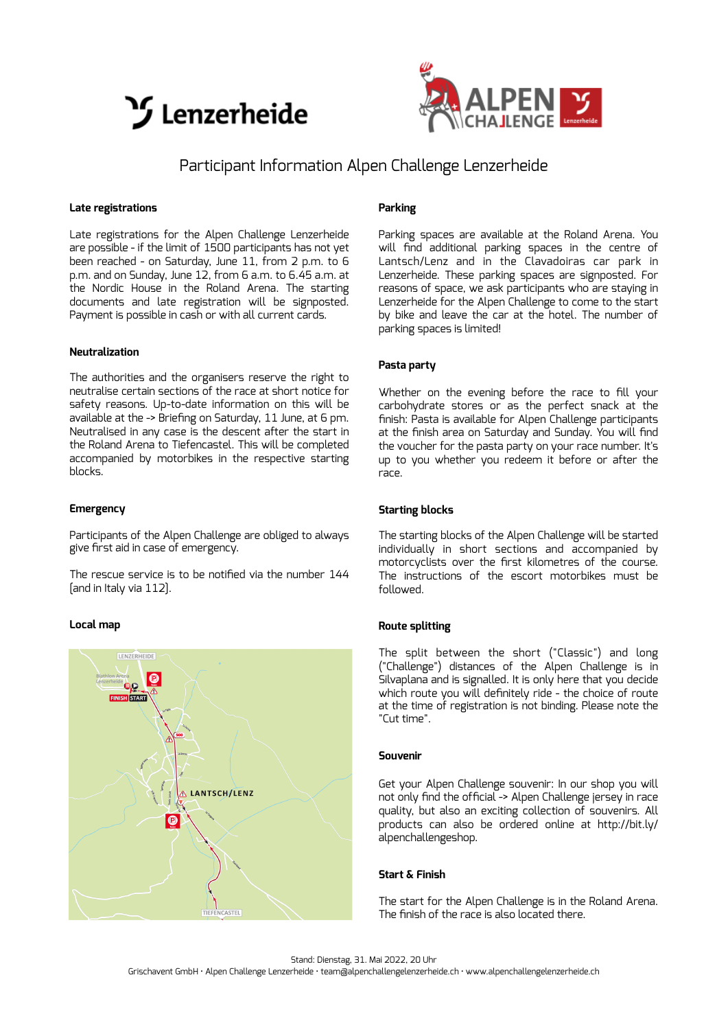# Participant Information Alpen Challenge Lenzerheide

## Late registrations

Late registrations for the Alpen Challenge Lenzerheide are possible - if the limit of 1500 participants has not yet been reached - on Saturday, June 11, from 2 p.m. to 6 p.m. and on Sunday, June 12, from 6 a.m. to 6.45 a.m. at the Nordic House in the Roland Arena. The starting documents and late registration will be signposted. Payment is possible in cash or with all current cards.

## Neutralization

The authorities and the organisers reserve the right to neutralise certain sections of the race at short notice for safety reasons. Up-to-date information on this will be available at the -> Briefing on Saturday, 11 June, at 6 pm. Neutralised in any case is the descent after the start in the Roland Arena to Tiefencastel. This will be completed accompanied by motorbikes in the respective starting blocks.

## Emergency

Participants of the Alpen Challenge are obliged to always give first aid in case of emergency.

The rescue service is to be notified via the number 144 (and in Italy via 112).

## Local map

LENZERHEIDE

Biathlon Arena Lenzerheide

FINISH START

LANTSCH/LENZ

TIEFENCASTEL

## Parking

Parking spaces are available at the Roland Arena. You will find additional parking spaces in the centre of Lantsch/Lenz and in the Clavadoiras car park in Lenzerheide. These parking spaces are signposted. For reasons of space, we ask participants who are staying in Lenzerheide for the Alpen Challenge to come to the start by bike and leave the car at the hotel. The number of parking spaces is limited!

## Pasta party

Whether on the evening before the race to fill your carbohydrate stores or as the perfect snack at the finish: Pasta is available for Alpen Challenge participants at the finish area on Saturday and Sunday. You will find the voucher for the pasta party on your race number. It's up to you whether you redeem it before or after the race.

## Starting blocks

The starting blocks of the Alpen Challenge will be started individually in short sections and accompanied by motorcyclists over the first kilometres of the course. The instructions of the escort motorbikes must be followed.

## Route splitting

The split between the short ("Classic") and long ("Challenge") distances of the Alpen Challenge is in Silvaplana and is signalled. It is only here that you decide which route you will definitely ride - the choice of route at the time of registration is not binding. Please note the "Cut time".

## Souvenir

Get your Alpen Challenge souvenir: In our shop you will not only find the official -> Alpen Challenge jersey in race quality, but also an exciting collection of souvenirs. All products can also be ordered online at http://bit.ly/alpenchallengeshop.

## Start & Finish

The start for the Alpen Challenge is in the Roland Arena. The finish of the race is also located there.

Stand: Dienstag, 31. Mai 2022, 20 Uhr

Grischavent GmbH · Alpen Challenge Lenzerheide · team@alpenchallengelenzerheide.ch · www.alpenchallengelenzerheide.ch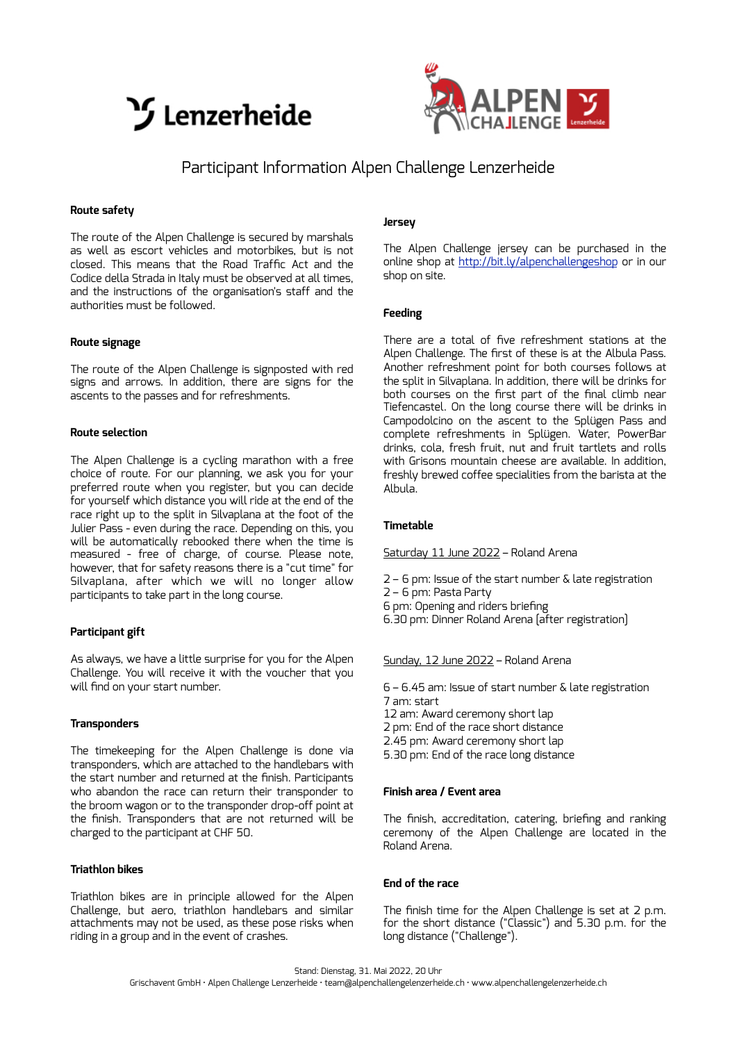# Participant Information Alpen Challenge Lenzerheide

## Route safety

The route of the Alpen Challenge is secured by marshals as well as escort vehicles and motorbikes, but is not closed. This means that the Road Traffic Act and the Codice della Strada in Italy must be observed at all times, and the instructions of the organisation's staff and the authorities must be followed.

## Route signage

The route of the Alpen Challenge is signposted with red signs and arrows. In addition, there are signs for the ascents to the passes and for refreshments.

## Route selection

The Alpen Challenge is a cycling marathon with a free choice of route. For our planning, we ask you for your preferred route when you register, but you can decide for yourself which distance you will ride at the end of the race right up to the split in Silvaplana at the foot of the Julier Pass - even during the race. Depending on this, you will be automatically rebooked there when the time is measured - free of charge, of course. Please note, however, that for safety reasons there is a "cut time" for Silvaplana, after which we will no longer allow participants to take part in the long course.

## Participant gift

As always, we have a little surprise for you for the Alpen Challenge. You will receive it with the voucher that you will find on your start number.

## Transponders

The timekeeping for the Alpen Challenge is done via transponders, which are attached to the handlebars with the start number and returned at the finish. Participants who abandon the race can return their transponder to the broom wagon or to the transponder drop-off point at the finish. Transponders that are not returned will be charged to the participant at CHF 50.

## Triathlon bikes

Triathlon bikes are in principle allowed for the Alpen Challenge, but aero, triathlon handlebars and similar attachments may not be used, as these pose risks when riding in a group and in the event of crashes.

## Jersey

The Alpen Challenge jersey can be purchased in the online shop at http://bit.ly/alpenchallengeshop or in our shop on site.

## Feeding

There are a total of five refreshment stations at the Alpen Challenge. The first of these is at the Albula Pass. Another refreshment point for both courses follows at the split in Silvaplana. In addition, there will be drinks for both courses on the first part of the final climb near Tiefencastel. On the long course there will be drinks in Campodolcino on the ascent to the Splügen Pass and complete refreshments in Splügen. Water, PowerBar drinks, cola, fresh fruit, nut and fruit tartlets and rolls with Grisons mountain cheese are available. In addition, freshly brewed coffee specialities from the barista at the Albula.

## Timetable

Saturday 11 June 2022 – Roland Arena

2 – 6 pm: Issue of the start number & late registration
2 – 6 pm: Pasta Party
6 pm: Opening and riders briefing
6.30 pm: Dinner Roland Arena (after registration)

Sunday, 12 June 2022 – Roland Arena

6 – 6.45 am: Issue of start number & late registration
7 am: start
12 am: Award ceremony short lap
2 pm: End of the race short distance
2.45 pm: Award ceremony short lap
5.30 pm: End of the race long distance

## Finish area / Event area

The finish, accreditation, catering, briefing and ranking ceremony of the Alpen Challenge are located in the Roland Arena.

## End of the race

The finish time for the Alpen Challenge is set at 2 p.m. for the short distance ("Classic") and 5.30 p.m. for the long distance ("Challenge").

Stand: Dienstag, 31. Mai 2022, 20 Uhr
Grischavent GmbH · Alpen Challenge Lenzerheide · team@alpenchallengelenzerheide.ch · www.alpenchallengelenzerheide.ch